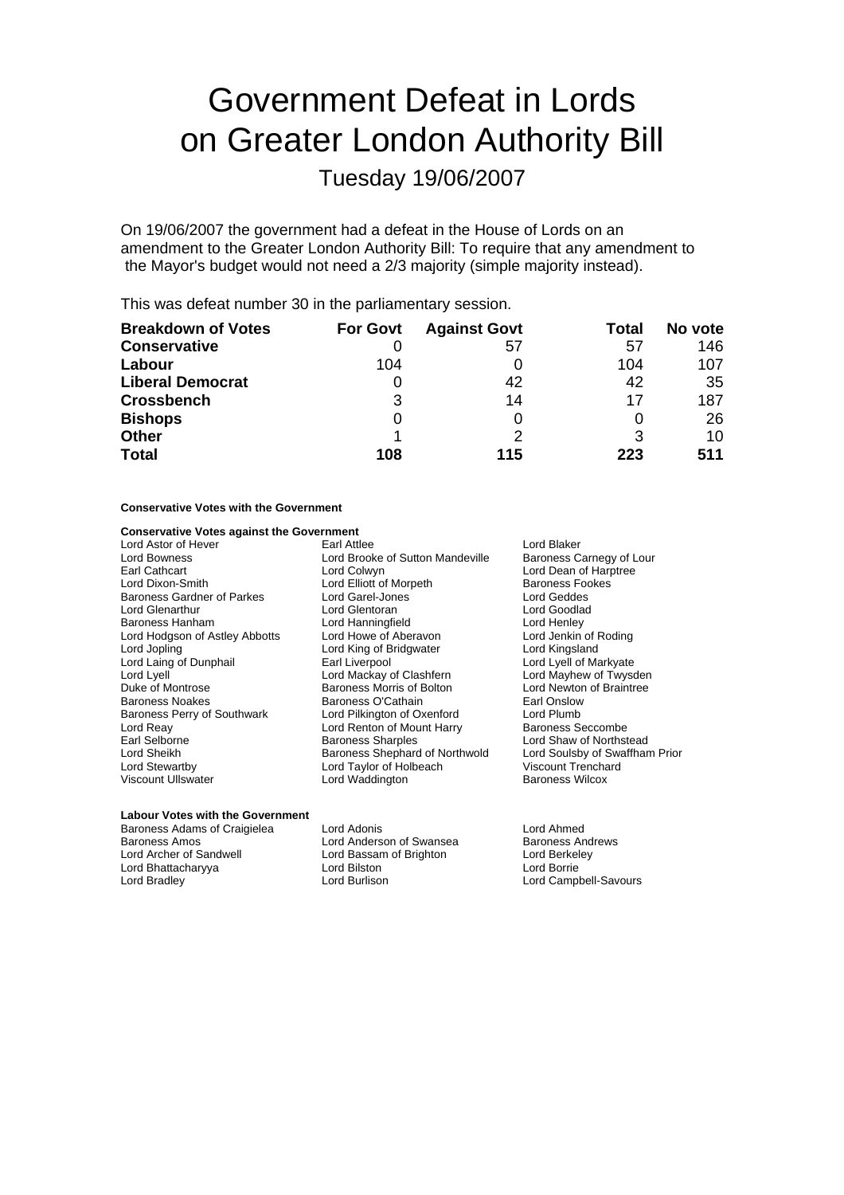# Government Defeat in Lords on Greater London Authority Bill

## Tuesday 19/06/2007

On 19/06/2007 the government had a defeat in the House of Lords on an amendment to the Greater London Authority Bill: To require that any amendment to the Mayor's budget would not need a 2/3 majority (simple majority instead).

This was defeat number 30 in the parliamentary session.

| Breakdown of Votes | For Govt | Against Govt | Total | No vote |
|---|---|---|---|---|
| **Conservative** | 0 | 57 | 57 | 146 |
| **Labour** | 104 | 0 | 104 | 107 |
| **Liberal Democrat** | 0 | 42 | 42 | 35 |
| **Crossbench** | 3 | 14 | 17 | 187 |
| **Bishops** | 0 | 0 | 0 | 26 |
| **Other** | 1 | 2 | 3 | 10 |
| **Total** | **108** | **115** | **223** | **511** |

**Conservative Votes with the Government**

**Conservative Votes against the Government**

Lord Astor of Hever
Earl Attlee
Lord Blaker
Lord Bowness
Lord Brooke of Sutton Mandeville
Baroness Carnegy of Lour
Earl Cathcart
Lord Colwyn
Lord Dean of Harptree
Lord Dixon-Smith
Lord Elliott of Morpeth
Baroness Fookes
Baroness Gardner of Parkes
Lord Garel-Jones
Lord Geddes
Lord Glenarthur
Lord Glentoran
Lord Goodlad
Baroness Hanham
Lord Hanningfield
Lord Henley
Lord Hodgson of Astley Abbotts
Lord Howe of Aberavon
Lord Jenkin of Roding
Lord Jopling
Lord King of Bridgwater
Lord Kingsland
Lord Laing of Dunphail
Earl Liverpool
Lord Lyell of Markyate
Lord Lyell
Lord Mackay of Clashfern
Lord Mayhew of Twysden
Duke of Montrose
Baroness Morris of Bolton
Lord Newton of Braintree
Baroness Noakes
Baroness O'Cathain
Earl Onslow
Baroness Perry of Southwark
Lord Pilkington of Oxenford
Lord Plumb
Lord Reay
Lord Renton of Mount Harry
Baroness Seccombe
Earl Selborne
Baroness Sharples
Lord Shaw of Northstead
Lord Sheikh
Baroness Shephard of Northwold
Lord Soulsby of Swaffham Prior
Lord Stewartby
Lord Taylor of Holbeach
Viscount Trenchard
Viscount Ullswater
Lord Waddington
Baroness Wilcox

**Labour Votes with the Government**

Baroness Adams of Craigielea
Lord Adonis
Lord Ahmed
Baroness Amos
Lord Anderson of Swansea
Baroness Andrews
Lord Archer of Sandwell
Lord Bassam of Brighton
Lord Berkeley
Lord Bhattacharyya
Lord Bilston
Lord Borrie
Lord Bradley
Lord Burlison
Lord Campbell-Savours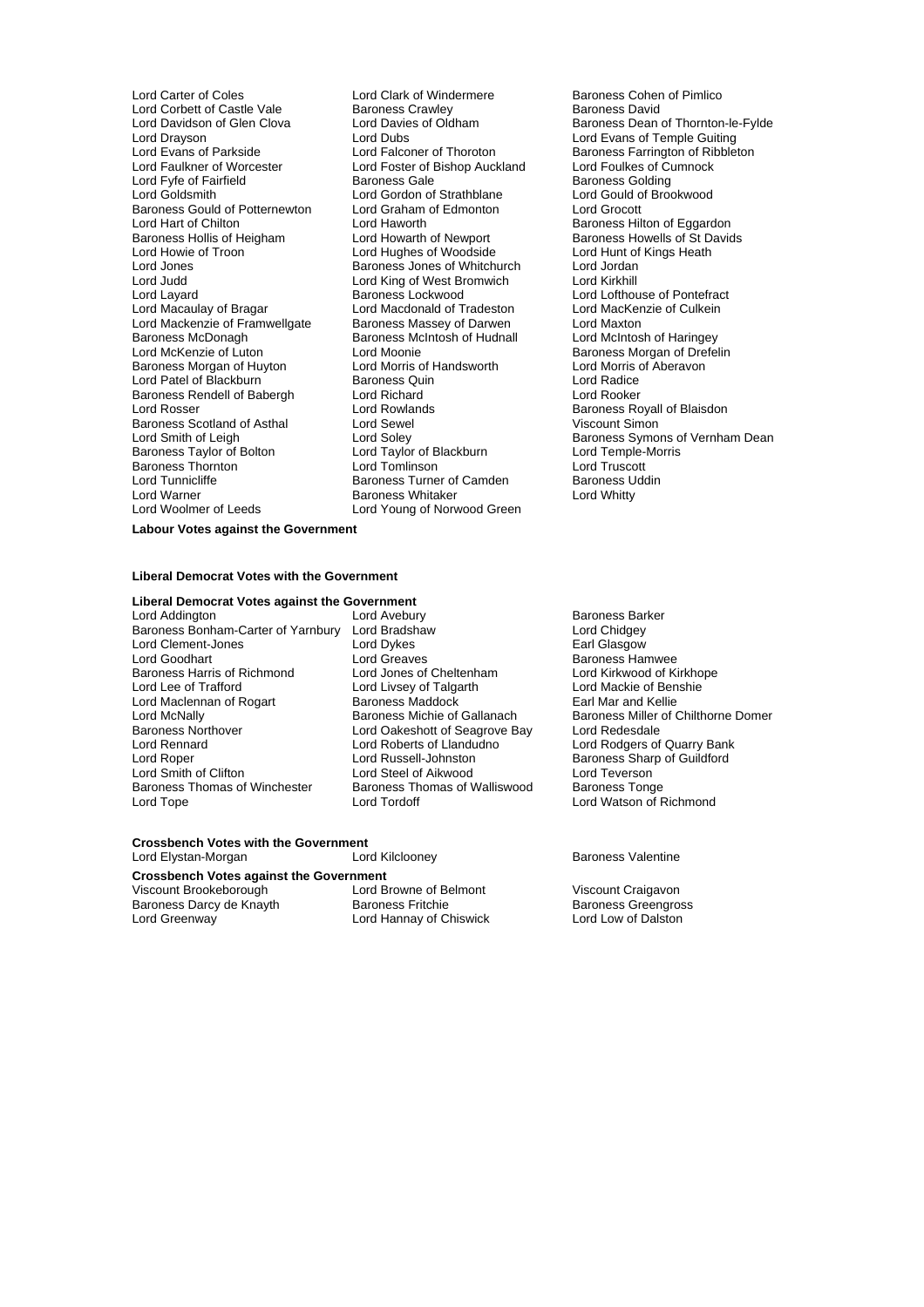Lord Carter of Coles
Lord Clark of Windermere
Baroness Cohen of Pimlico
Lord Corbett of Castle Vale
Baroness Crawley
Baroness David
Lord Davidson of Glen Clova
Lord Davies of Oldham
Baroness Dean of Thornton-le-Fylde
Lord Drayson
Lord Dubs
Lord Evans of Temple Guiting
Lord Evans of Parkside
Lord Falconer of Thoroton
Baroness Farrington of Ribbleton
Lord Faulkner of Worcester
Lord Foster of Bishop Auckland
Lord Foulkes of Cumnock
Lord Fyfe of Fairfield
Baroness Gale
Baroness Golding
Lord Goldsmith
Lord Gordon of Strathblane
Lord Gould of Brookwood
Baroness Gould of Potternewton
Lord Graham of Edmonton
Lord Grocott
Lord Hart of Chilton
Lord Haworth
Baroness Hilton of Eggardon
Baroness Hollis of Heigham
Lord Howarth of Newport
Baroness Howells of St Davids
Lord Howie of Troon
Lord Hughes of Woodside
Lord Hunt of Kings Heath
Lord Jones
Baroness Jones of Whitchurch
Lord Jordan
Lord Judd
Lord King of West Bromwich
Lord Kirkhill
Lord Layard
Baroness Lockwood
Lord Lofthouse of Pontefract
Lord Macaulay of Bragar
Lord Macdonald of Tradeston
Lord MacKenzie of Culkein
Lord Mackenzie of Framwellgate
Baroness Massey of Darwen
Lord Maxton
Baroness McDonagh
Baroness McIntosh of Hudnall
Lord McIntosh of Haringey
Lord McKenzie of Luton
Lord Moonie
Baroness Morgan of Drefelin
Baroness Morgan of Huyton
Lord Morris of Handsworth
Lord Morris of Aberavon
Lord Patel of Blackburn
Baroness Quin
Lord Radice
Baroness Rendell of Babergh
Lord Richard
Lord Rooker
Lord Rosser
Lord Rowlands
Baroness Royall of Blaisdon
Baroness Scotland of Asthal
Lord Sewel
Viscount Simon
Lord Smith of Leigh
Lord Soley
Baroness Symons of Vernham Dean
Baroness Taylor of Bolton
Lord Taylor of Blackburn
Lord Temple-Morris
Baroness Thornton
Lord Tomlinson
Lord Truscott
Lord Tunnicliffe
Baroness Turner of Camden
Baroness Uddin
Lord Warner
Baroness Whitaker
Lord Whitty
Lord Woolmer of Leeds
Lord Young of Norwood Green

**Labour Votes against the Government**

**Liberal Democrat Votes with the Government**

**Liberal Democrat Votes against the Government**

Lord Addington
Lord Avebury
Baroness Barker
Baroness Bonham-Carter of Yarnbury
Lord Bradshaw
Lord Chidgey
Lord Clement-Jones
Lord Dykes
Earl Glasgow
Lord Goodhart
Lord Greaves
Baroness Hamwee
Baroness Harris of Richmond
Lord Jones of Cheltenham
Lord Kirkwood of Kirkhope
Lord Lee of Trafford
Lord Livsey of Talgarth
Lord Mackie of Benshie
Lord Maclennan of Rogart
Baroness Maddock
Earl Mar and Kellie
Lord McNally
Baroness Michie of Gallanach
Baroness Miller of Chilthorne Domer
Baroness Northover
Lord Oakeshott of Seagrove Bay
Lord Redesdale
Lord Rennard
Lord Roberts of Llandudno
Lord Rodgers of Quarry Bank
Lord Roper
Lord Russell-Johnston
Baroness Sharp of Guildford
Lord Smith of Clifton
Lord Steel of Aikwood
Lord Teverson
Baroness Thomas of Winchester
Baroness Thomas of Walliswood
Baroness Tonge
Lord Tope
Lord Tordoff
Lord Watson of Richmond

**Crossbench Votes with the Government**

Lord Elystan-Morgan
Lord Kilclooney
Baroness Valentine

**Crossbench Votes against the Government**

Viscount Brookeborough
Lord Browne of Belmont
Viscount Craigavon
Baroness Darcy de Knayth
Baroness Fritchie
Baroness Greengross
Lord Greenway
Lord Hannay of Chiswick
Lord Low of Dalston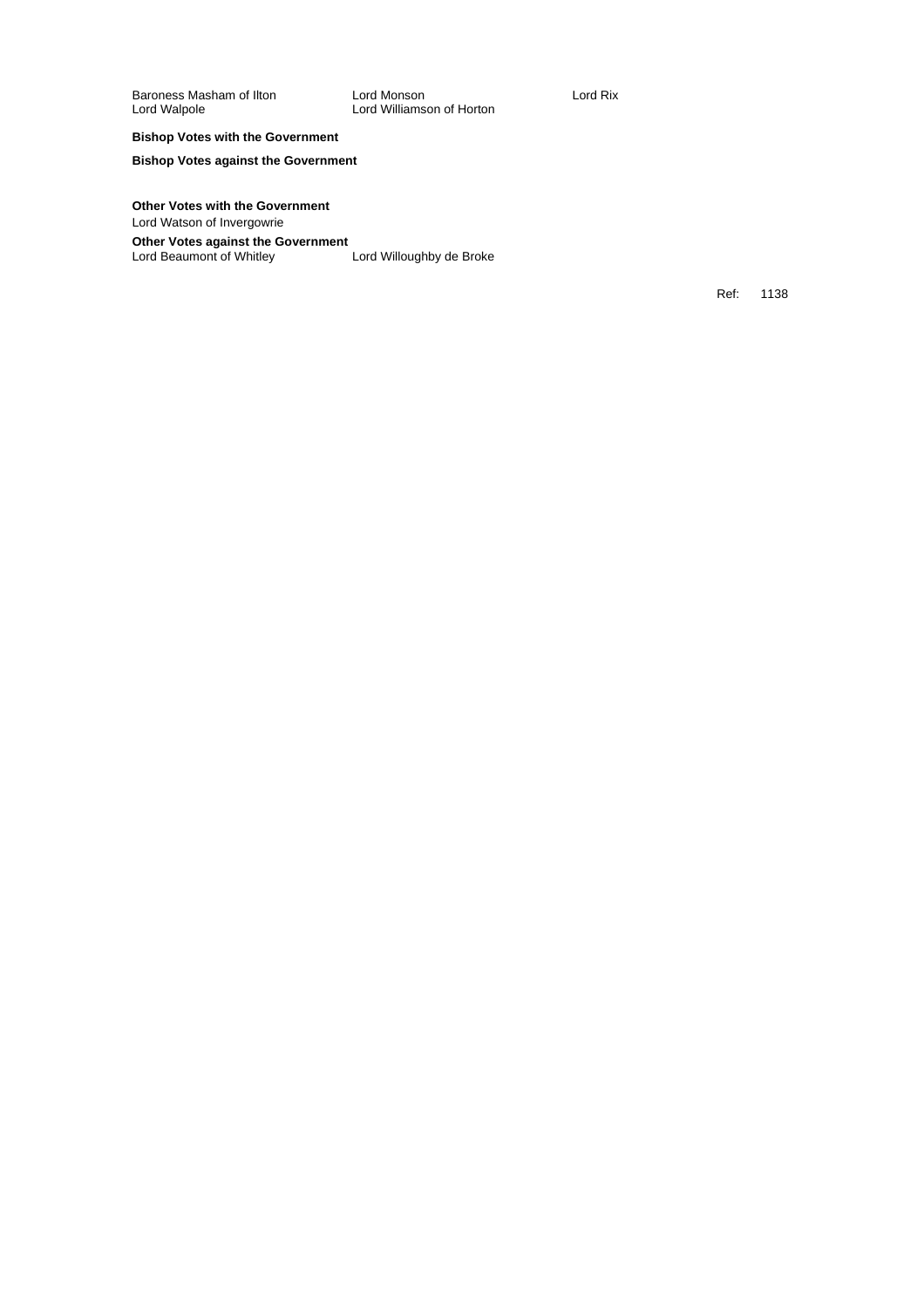Baroness Masham of Ilton
Lord Monson
Lord Rix
Lord Walpole
Lord Williamson of Horton

**Bishop Votes with the Government**

**Bishop Votes against the Government**

**Other Votes with the Government**

Lord Watson of Invergowrie

**Other Votes against the Government**

Lord Beaumont of Whitley
Lord Willoughby de Broke

Ref: 1138